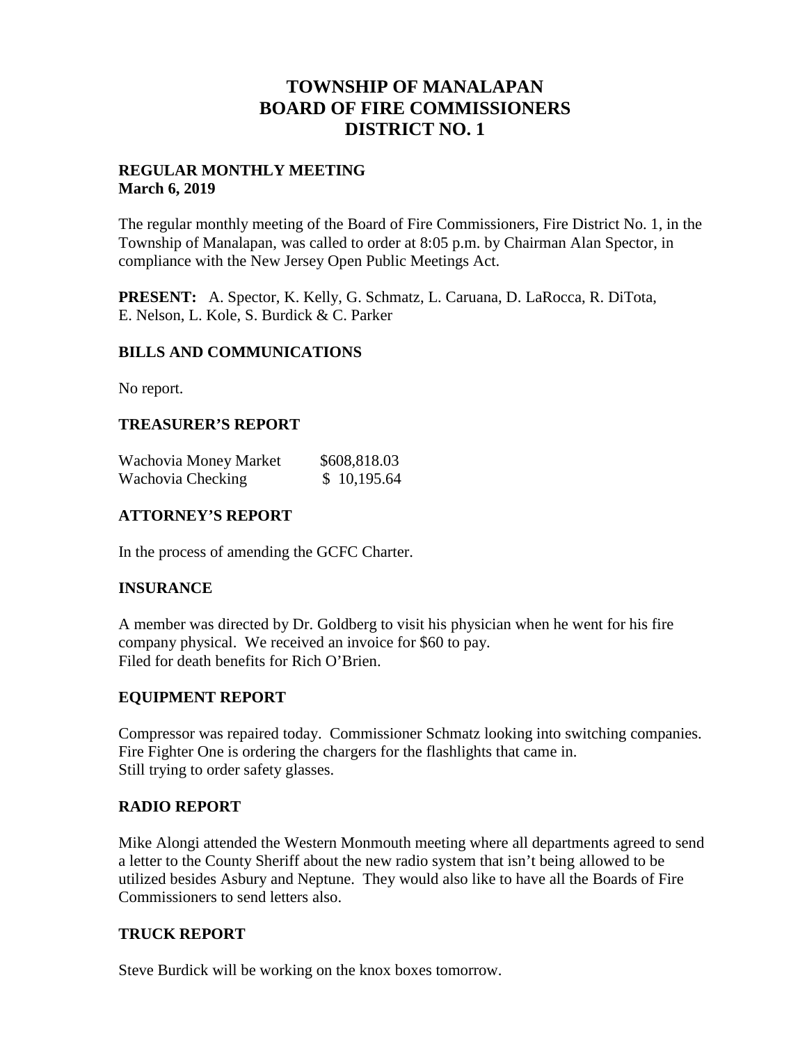# TOWNSHIP OF MANALAPAN
# BOARD OF FIRE COMMISSIONERS
# DISTRICT NO. 1

**REGULAR MONTHLY MEETING**
**March 6, 2019**

The regular monthly meeting of the Board of Fire Commissioners, Fire District No. 1, in the Township of Manalapan, was called to order at 8:05 p.m. by Chairman Alan Spector, in compliance with the New Jersey Open Public Meetings Act.

**PRESENT:** A. Spector, K. Kelly, G. Schmatz, L. Caruana, D. LaRocca, R. DiTota, E. Nelson, L. Kole, S. Burdick & C. Parker

## BILLS AND COMMUNICATIONS

No report.

## TREASURER'S REPORT

| | |
|---|---|
| Wachovia Money Market | $608,818.03 |
| Wachovia Checking | $ 10,195.64 |

## ATTORNEY'S REPORT

In the process of amending the GCFC Charter.

## INSURANCE

A member was directed by Dr. Goldberg to visit his physician when he went for his fire company physical. We received an invoice for $60 to pay.
Filed for death benefits for Rich O'Brien.

## EQUIPMENT REPORT

Compressor was repaired today. Commissioner Schmatz looking into switching companies.
Fire Fighter One is ordering the chargers for the flashlights that came in.
Still trying to order safety glasses.

## RADIO REPORT

Mike Alongi attended the Western Monmouth meeting where all departments agreed to send a letter to the County Sheriff about the new radio system that isn't being allowed to be utilized besides Asbury and Neptune. They would also like to have all the Boards of Fire Commissioners to send letters also.

## TRUCK REPORT

Steve Burdick will be working on the knox boxes tomorrow.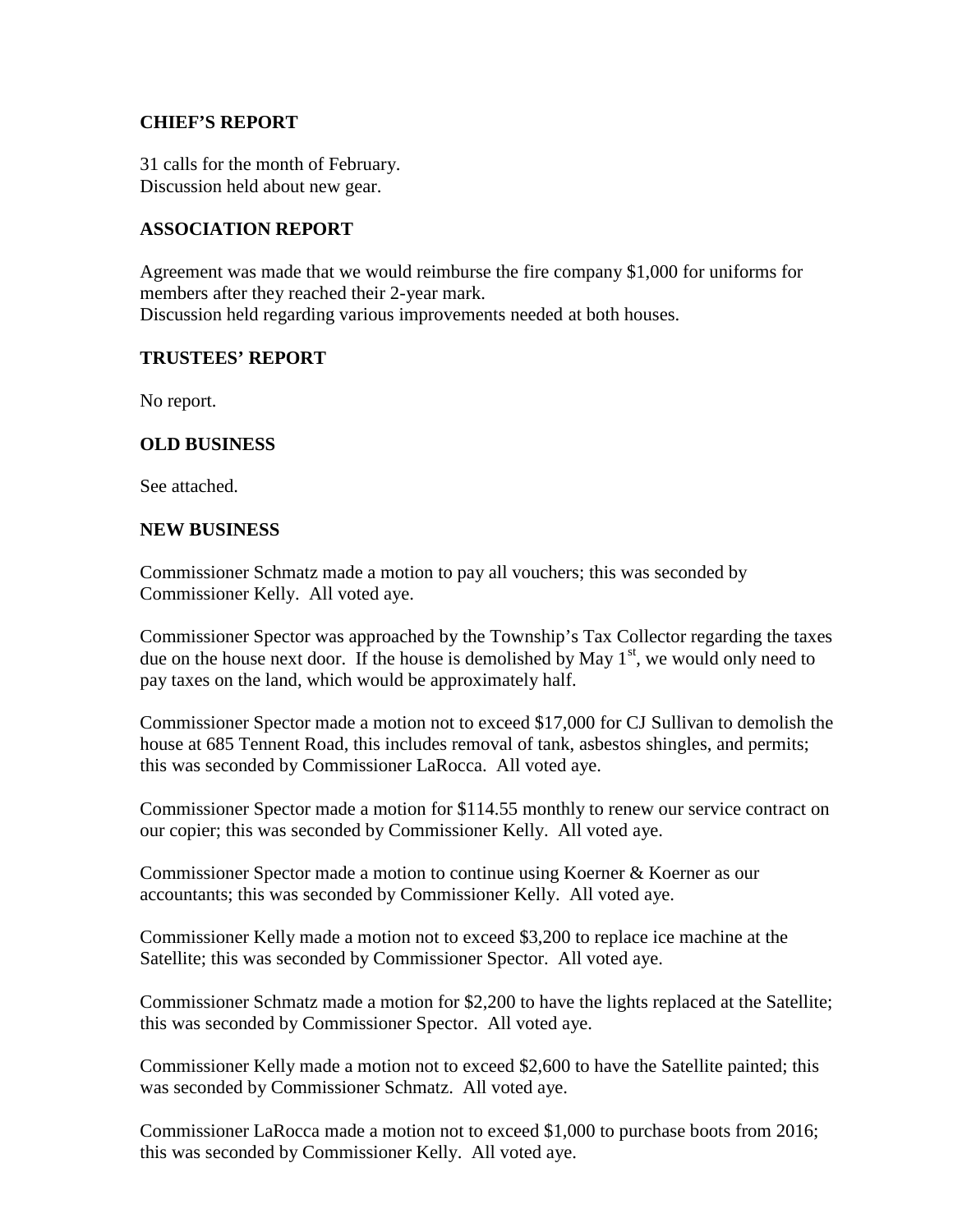### CHIEF'S REPORT

31 calls for the month of February.
Discussion held about new gear.

### ASSOCIATION REPORT

Agreement was made that we would reimburse the fire company $1,000 for uniforms for members after they reached their 2-year mark.
Discussion held regarding various improvements needed at both houses.

### TRUSTEES' REPORT

No report.

### OLD BUSINESS

See attached.

### NEW BUSINESS

Commissioner Schmatz made a motion to pay all vouchers; this was seconded by Commissioner Kelly. All voted aye.

Commissioner Spector was approached by the Township's Tax Collector regarding the taxes due on the house next door. If the house is demolished by May 1st, we would only need to pay taxes on the land, which would be approximately half.

Commissioner Spector made a motion not to exceed $17,000 for CJ Sullivan to demolish the house at 685 Tennent Road, this includes removal of tank, asbestos shingles, and permits; this was seconded by Commissioner LaRocca. All voted aye.

Commissioner Spector made a motion for $114.55 monthly to renew our service contract on our copier; this was seconded by Commissioner Kelly. All voted aye.

Commissioner Spector made a motion to continue using Koerner & Koerner as our accountants; this was seconded by Commissioner Kelly. All voted aye.

Commissioner Kelly made a motion not to exceed $3,200 to replace ice machine at the Satellite; this was seconded by Commissioner Spector. All voted aye.

Commissioner Schmatz made a motion for $2,200 to have the lights replaced at the Satellite; this was seconded by Commissioner Spector. All voted aye.

Commissioner Kelly made a motion not to exceed $2,600 to have the Satellite painted; this was seconded by Commissioner Schmatz. All voted aye.

Commissioner LaRocca made a motion not to exceed $1,000 to purchase boots from 2016; this was seconded by Commissioner Kelly. All voted aye.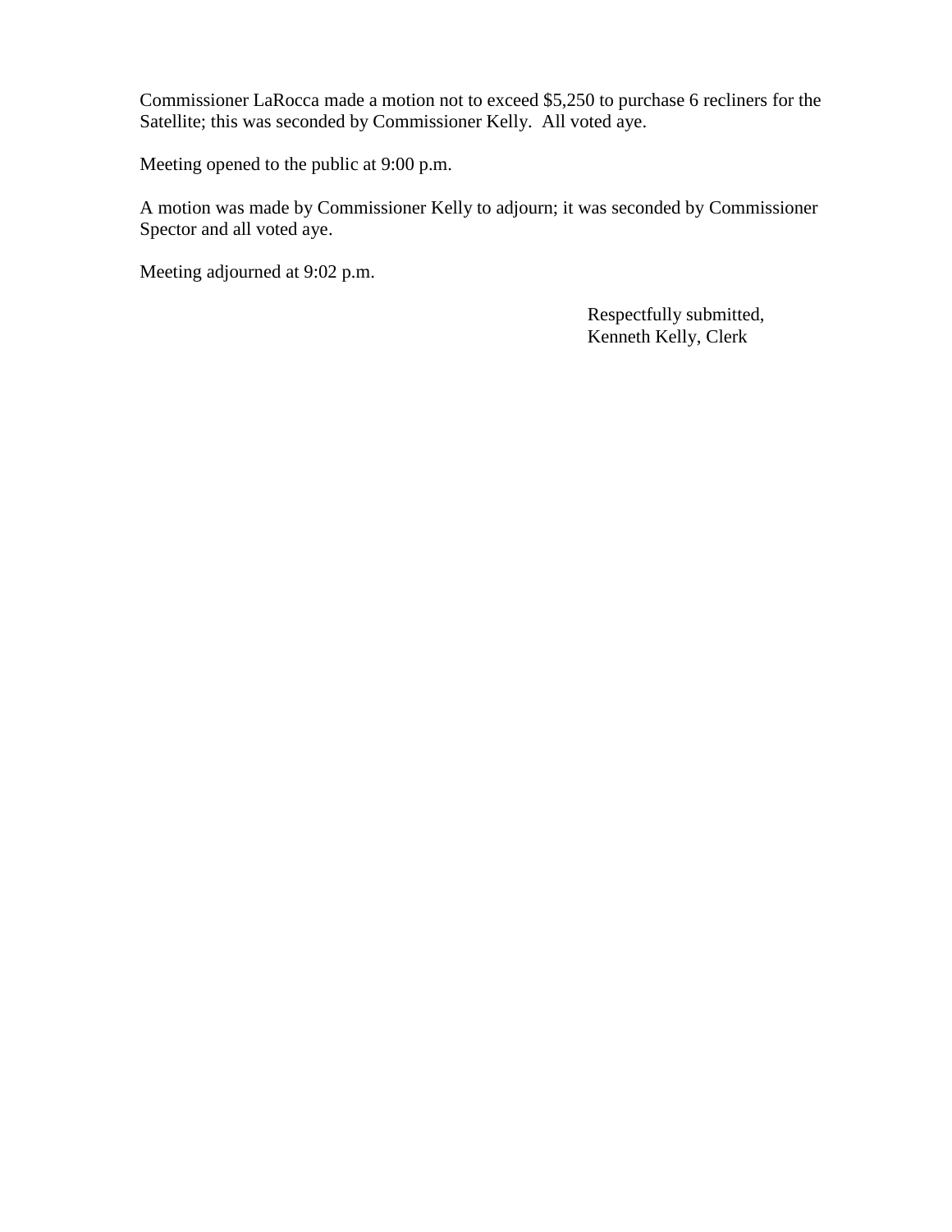Commissioner LaRocca made a motion not to exceed $5,250 to purchase 6 recliners for the Satellite; this was seconded by Commissioner Kelly. All voted aye.

Meeting opened to the public at 9:00 p.m.

A motion was made by Commissioner Kelly to adjourn; it was seconded by Commissioner Spector and all voted aye.

Meeting adjourned at 9:02 p.m.

Respectfully submitted,
Kenneth Kelly, Clerk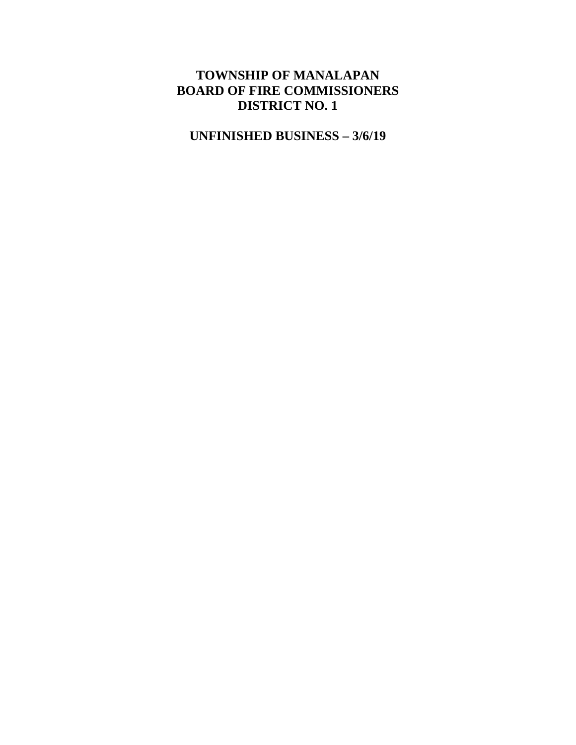# TOWNSHIP OF MANALAPAN
# BOARD OF FIRE COMMISSIONERS
# DISTRICT NO. 1

## UNFINISHED BUSINESS – 3/6/19